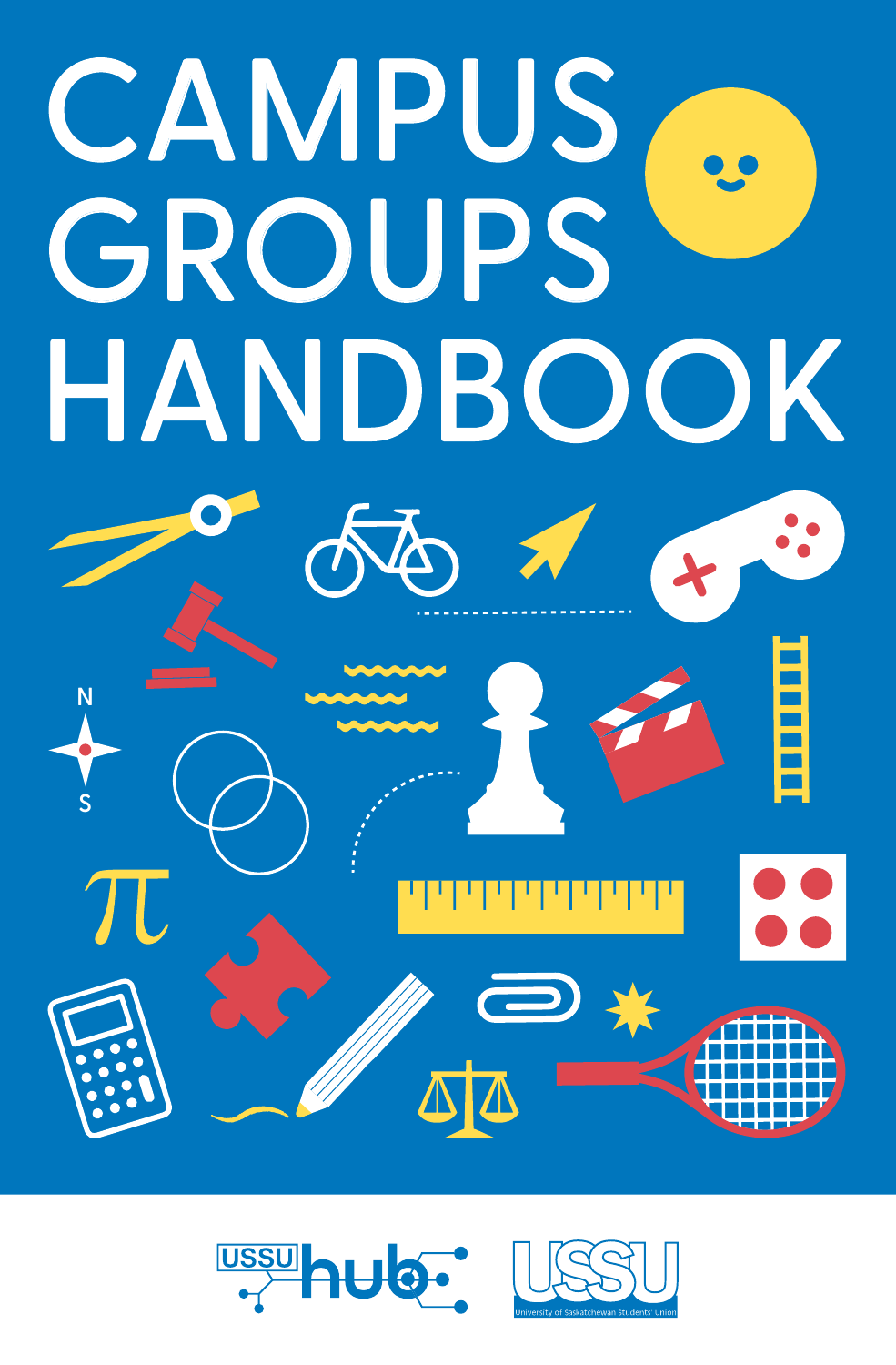# CAMPUS GROUPS HANDBOOK

USSU hub

USSU

University of Saskatchewan Students' Union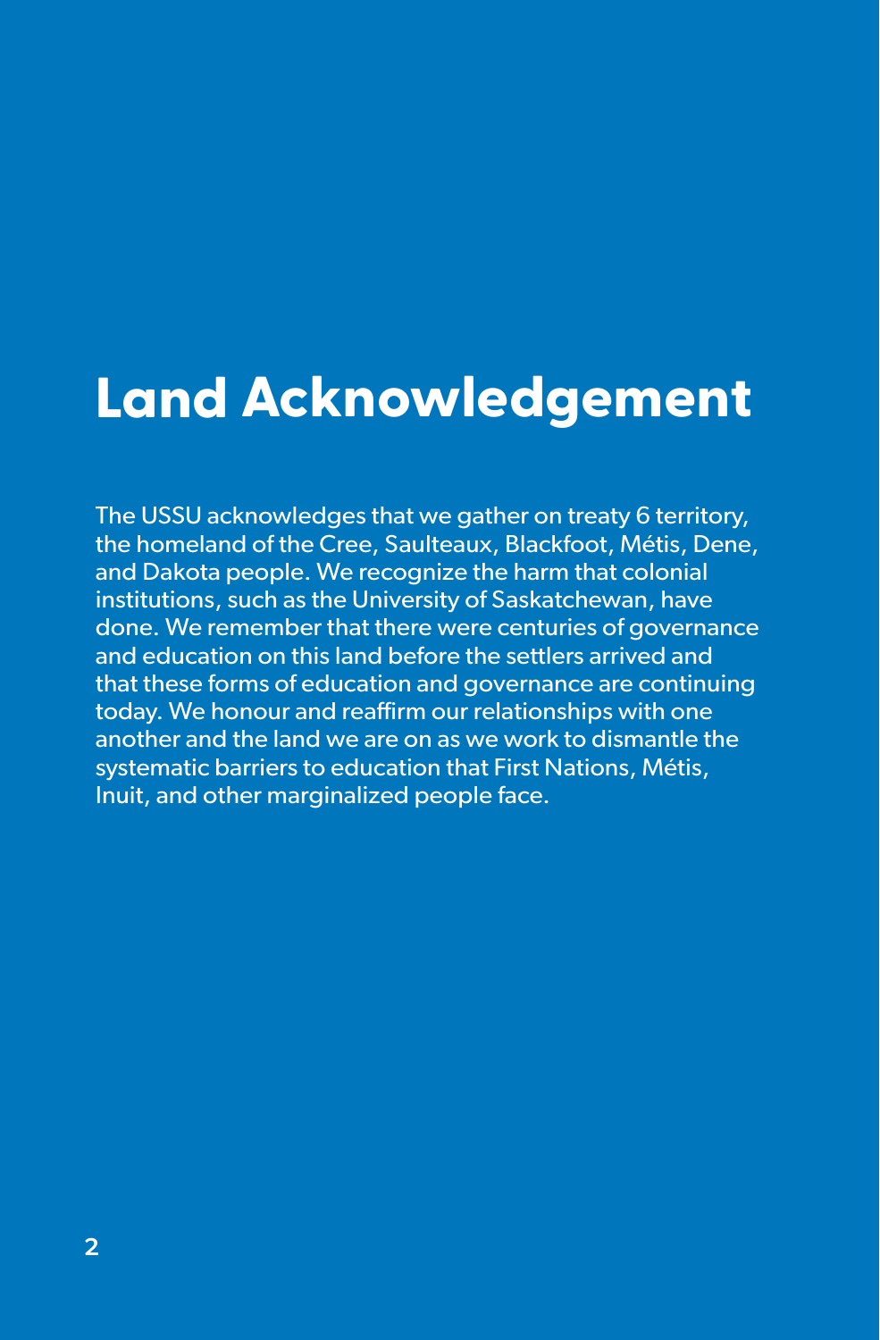# Land Acknowledgement

The USSU acknowledges that we gather on treaty 6 territory, the homeland of the Cree, Saulteaux, Blackfoot, Métis, Dene, and Dakota people. We recognize the harm that colonial institutions, such as the University of Saskatchewan, have done. We remember that there were centuries of governance and education on this land before the settlers arrived and that these forms of education and governance are continuing today. We honour and reaffirm our relationships with one another and the land we are on as we work to dismantle the systematic barriers to education that First Nations, Métis, Inuit, and other marginalized people face.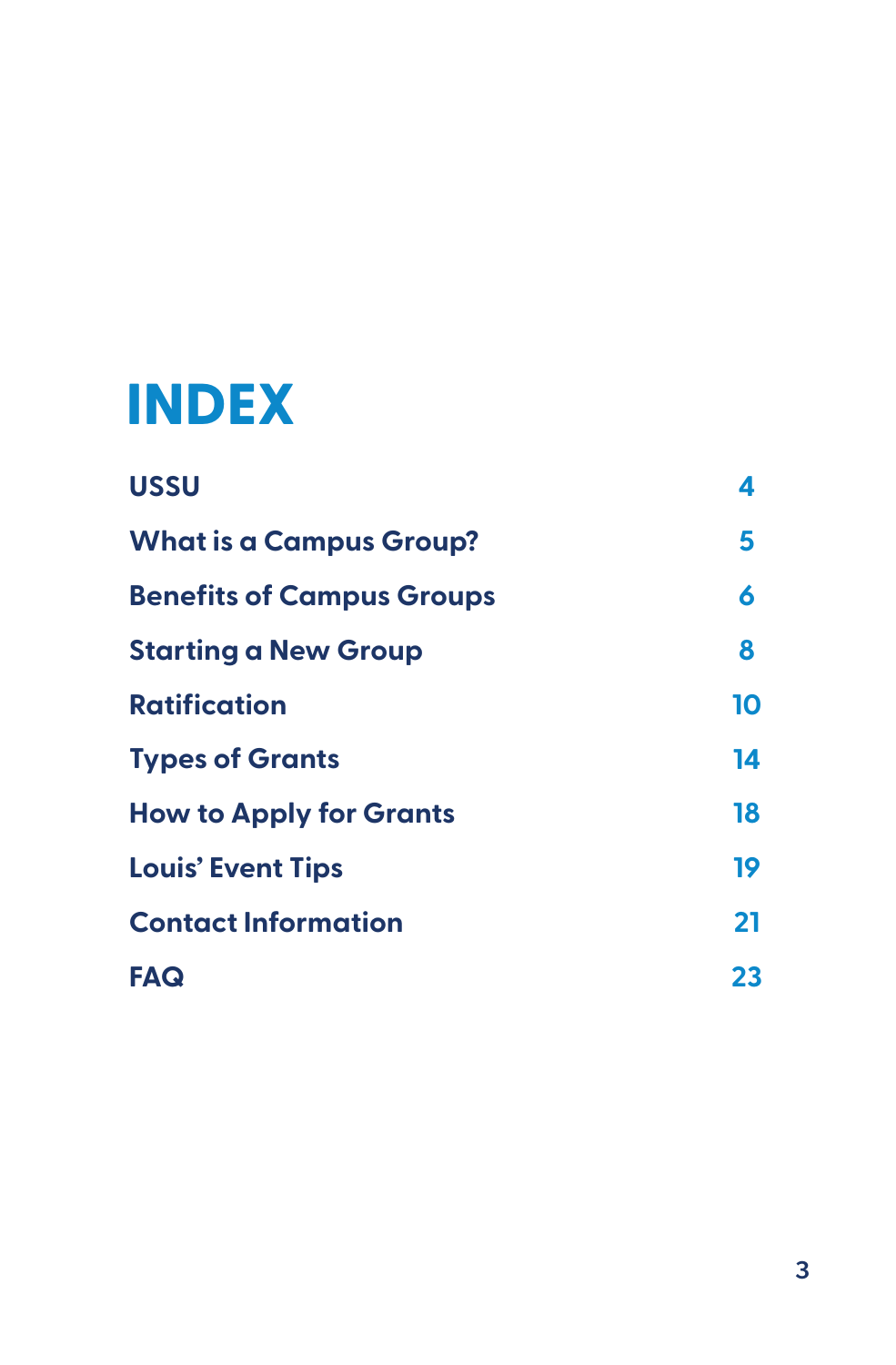# INDEX

| | |
|---|---|
| **USSU** | **4** |
| **What is a Campus Group?** | **5** |
| **Benefits of Campus Groups** | **6** |
| **Starting a New Group** | **8** |
| **Ratification** | **10** |
| **Types of Grants** | **14** |
| **How to Apply for Grants** | **18** |
| **Louis' Event Tips** | **19** |
| **Contact Information** | **21** |
| **FAQ** | **23** |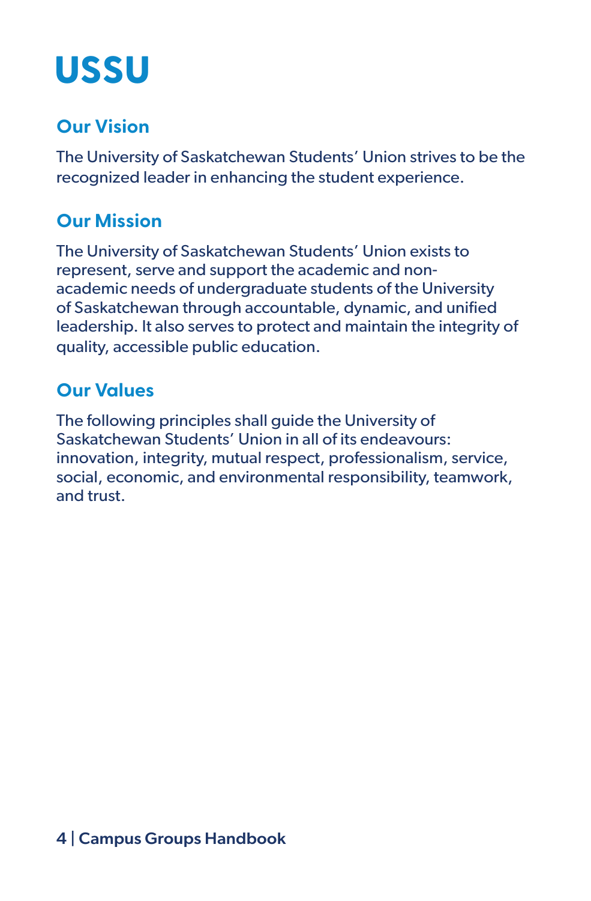# USSU

## Our Vision

The University of Saskatchewan Students' Union strives to be the recognized leader in enhancing the student experience.

## Our Mission

The University of Saskatchewan Students' Union exists to represent, serve and support the academic and non-academic needs of undergraduate students of the University of Saskatchewan through accountable, dynamic, and unified leadership. It also serves to protect and maintain the integrity of quality, accessible public education.

## Our Values

The following principles shall guide the University of Saskatchewan Students' Union in all of its endeavours: innovation, integrity, mutual respect, professionalism, service, social, economic, and environmental responsibility, teamwork, and trust.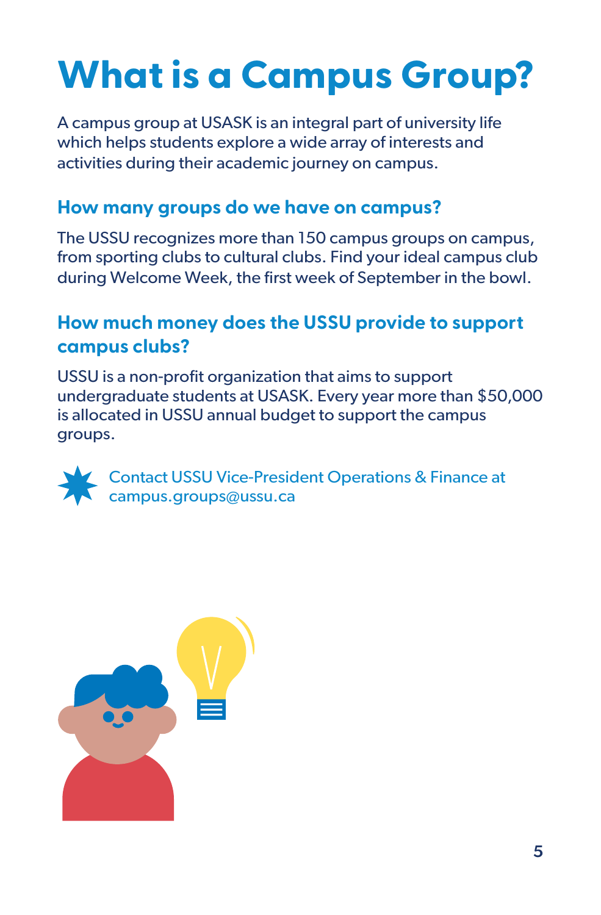# What is a Campus Group?

A campus group at USASK is an integral part of university life which helps students explore a wide array of interests and activities during their academic journey on campus.

## How many groups do we have on campus?

The USSU recognizes more than 150 campus groups on campus, from sporting clubs to cultural clubs. Find your ideal campus club during Welcome Week, the first week of September in the bowl.

## How much money does the USSU provide to support campus clubs?

USSU is a non-profit organization that aims to support undergraduate students at USASK. Every year more than $50,000 is allocated in USSU annual budget to support the campus groups.

Contact USSU Vice-President Operations & Finance at campus.groups@ussu.ca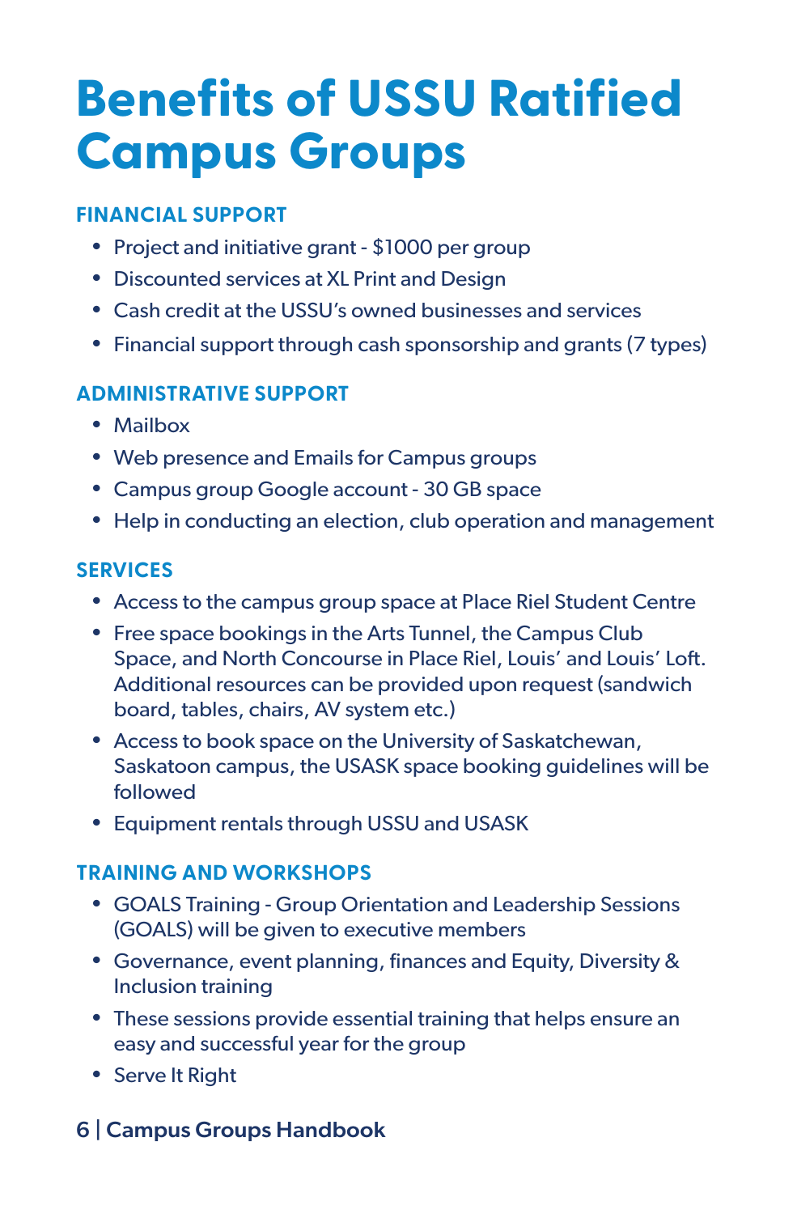# Benefits of USSU Ratified Campus Groups

### FINANCIAL SUPPORT

- Project and initiative grant - $1000 per group
- Discounted services at XL Print and Design
- Cash credit at the USSU's owned businesses and services
- Financial support through cash sponsorship and grants (7 types)

### ADMINISTRATIVE SUPPORT

- Mailbox
- Web presence and Emails for Campus groups
- Campus group Google account - 30 GB space
- Help in conducting an election, club operation and management

### SERVICES

- Access to the campus group space at Place Riel Student Centre
- Free space bookings in the Arts Tunnel, the Campus Club Space, and North Concourse in Place Riel, Louis' and Louis' Loft. Additional resources can be provided upon request (sandwich board, tables, chairs, AV system etc.)
- Access to book space on the University of Saskatchewan, Saskatoon campus, the USASK space booking guidelines will be followed
- Equipment rentals through USSU and USASK

### TRAINING AND WORKSHOPS

- GOALS Training - Group Orientation and Leadership Sessions (GOALS) will be given to executive members
- Governance, event planning, finances and Equity, Diversity & Inclusion training
- These sessions provide essential training that helps ensure an easy and successful year for the group
- Serve It Right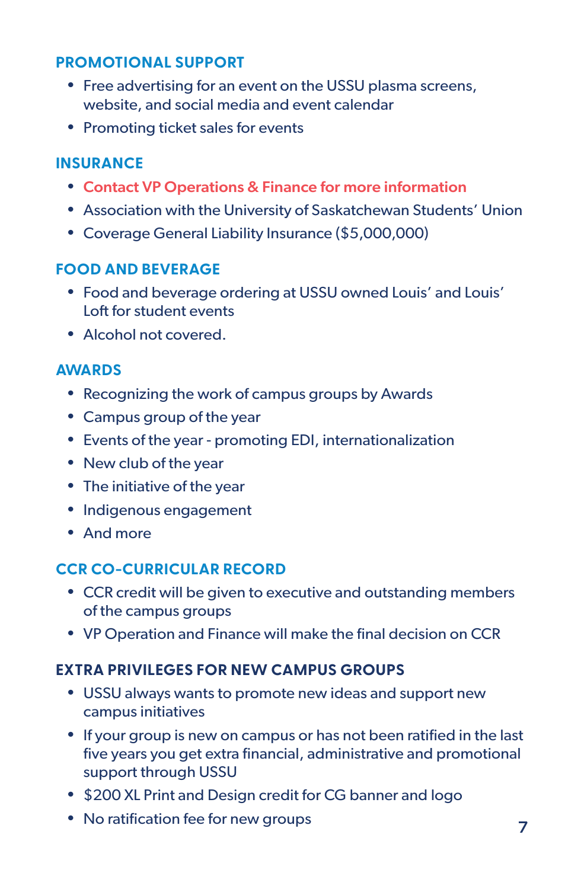## PROMOTIONAL SUPPORT

- Free advertising for an event on the USSU plasma screens, website, and social media and event calendar
- Promoting ticket sales for events

## INSURANCE

- Contact VP Operations & Finance for more information
- Association with the University of Saskatchewan Students' Union
- Coverage General Liability Insurance ($5,000,000)

## FOOD AND BEVERAGE

- Food and beverage ordering at USSU owned Louis' and Louis' Loft for student events
- Alcohol not covered.

## AWARDS

- Recognizing the work of campus groups by Awards
- Campus group of the year
- Events of the year - promoting EDI, internationalization
- New club of the year
- The initiative of the year
- Indigenous engagement
- And more

## CCR CO-CURRICULAR RECORD

- CCR credit will be given to executive and outstanding members of the campus groups
- VP Operation and Finance will make the final decision on CCR

## EXTRA PRIVILEGES FOR NEW CAMPUS GROUPS

- USSU always wants to promote new ideas and support new campus initiatives
- If your group is new on campus or has not been ratified in the last five years you get extra financial, administrative and promotional support through USSU
- $200 XL Print and Design credit for CG banner and logo
- No ratification fee for new groups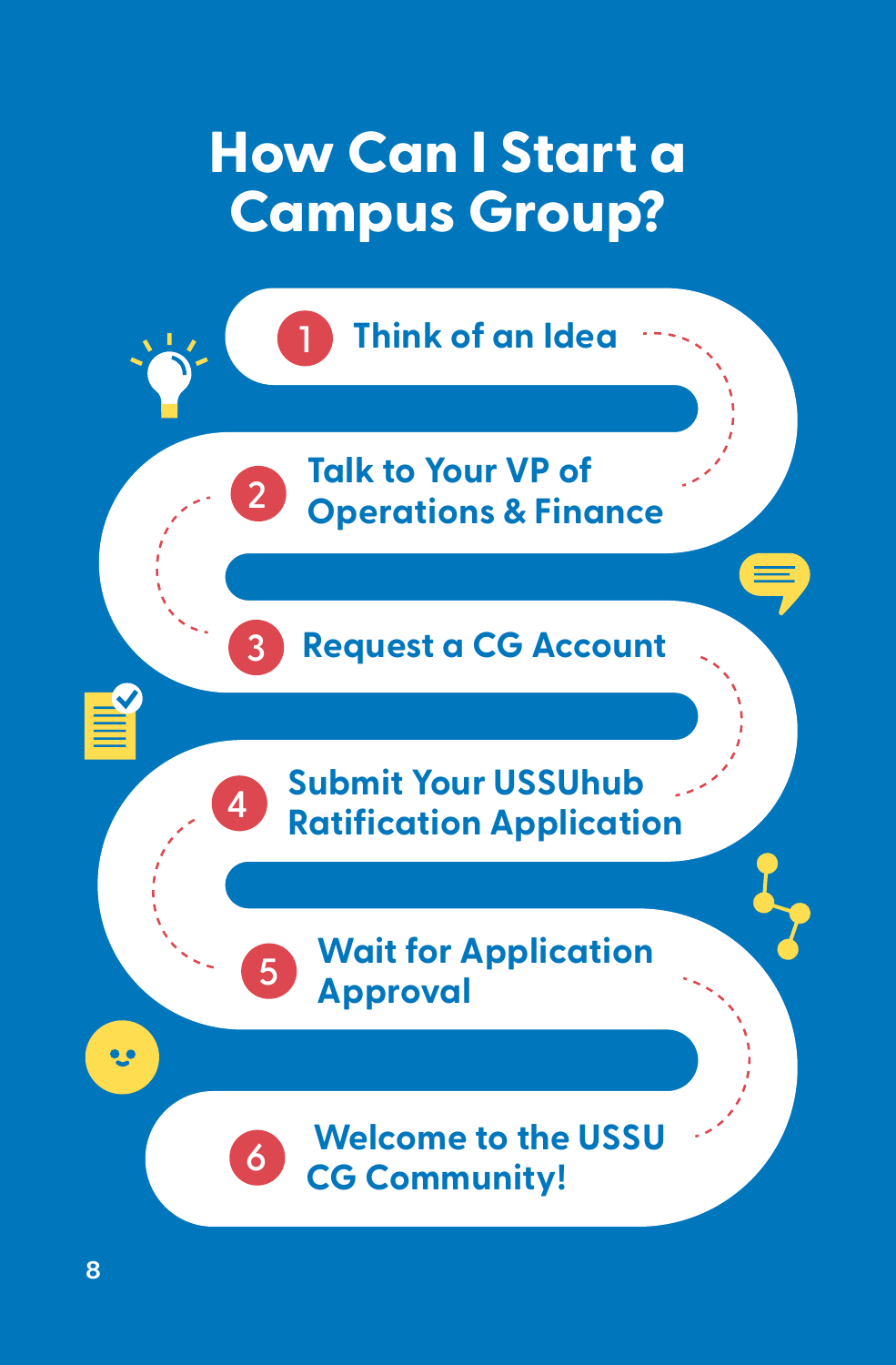# How Can I Start a Campus Group?

1. Think of an Idea
2. Talk to Your VP of Operations & Finance
3. Request a CG Account
4. Submit Your USSUhub Ratification Application
5. Wait for Application Approval
6. Welcome to the USSU CG Community!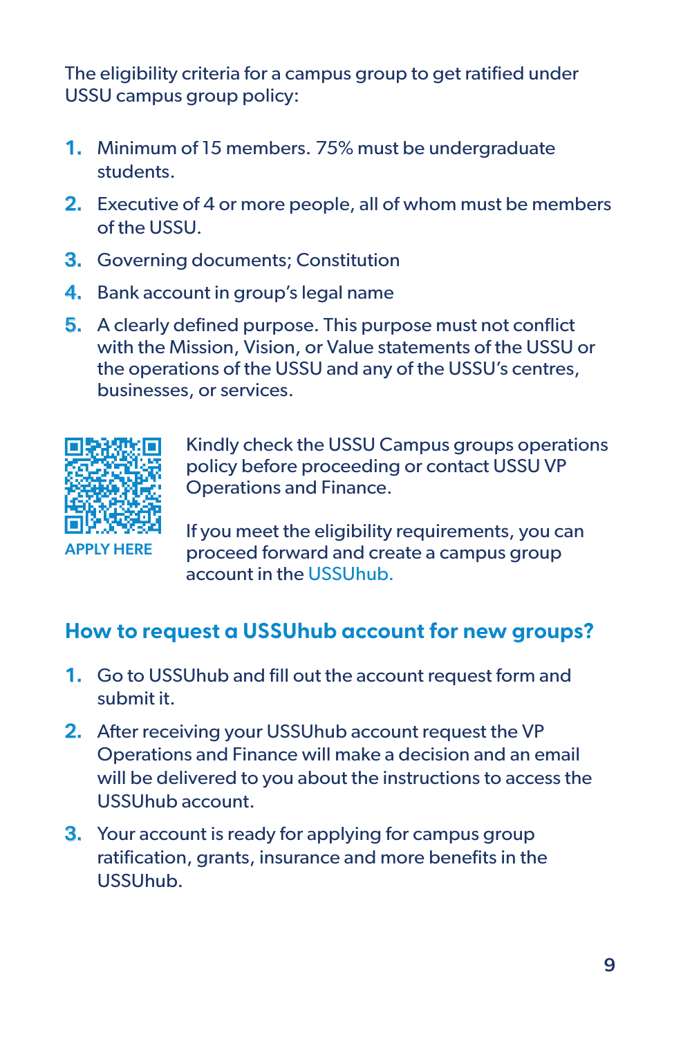The eligibility criteria for a campus group to get ratified under USSU campus group policy:

1. Minimum of 15 members. 75% must be undergraduate students.
2. Executive of 4 or more people, all of whom must be members of the USSU.
3. Governing documents; Constitution
4. Bank account in group's legal name
5. A clearly defined purpose. This purpose must not conflict with the Mission, Vision, or Value statements of the USSU or the operations of the USSU and any of the USSU's centres, businesses, or services.

APPLY HERE

Kindly check the USSU Campus groups operations policy before proceeding or contact USSU VP Operations and Finance.

If you meet the eligibility requirements, you can proceed forward and create a campus group account in the USSUhub.

## How to request a USSUhub account for new groups?

1. Go to USSUhub and fill out the account request form and submit it.
2. After receiving your USSUhub account request the VP Operations and Finance will make a decision and an email will be delivered to you about the instructions to access the USSUhub account.
3. Your account is ready for applying for campus group ratification, grants, insurance and more benefits in the USSUhub.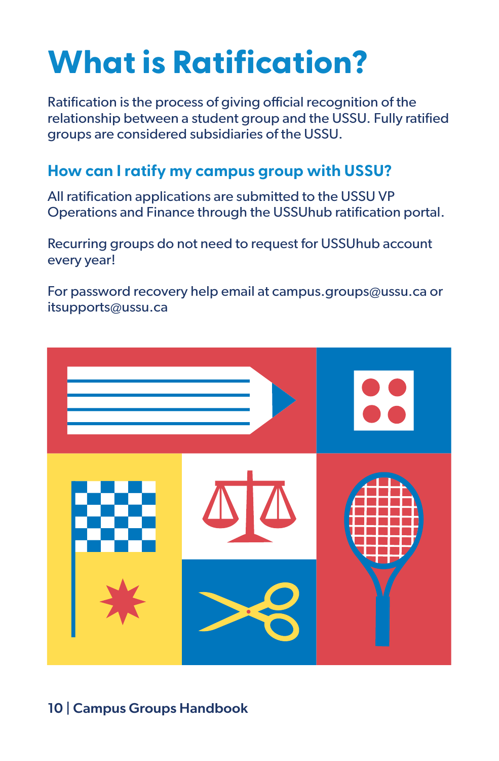# What is Ratification?

Ratification is the process of giving official recognition of the relationship between a student group and the USSU. Fully ratified groups are considered subsidiaries of the USSU.

## How can I ratify my campus group with USSU?

All ratification applications are submitted to the USSU VP Operations and Finance through the USSUhub ratification portal.

Recurring groups do not need to request for USSUhub account every year!

For password recovery help email at campus.groups@ussu.ca or itsupports@ussu.ca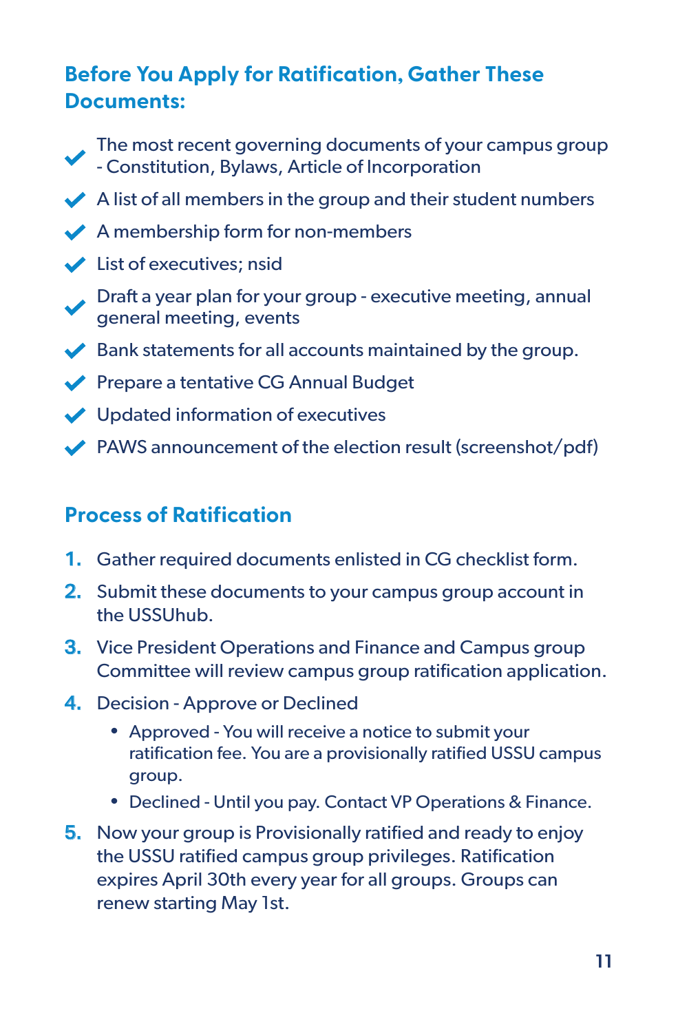## Before You Apply for Ratification, Gather These Documents:

- The most recent governing documents of your campus group - Constitution, Bylaws, Article of Incorporation
- A list of all members in the group and their student numbers
- A membership form for non-members
- List of executives; nsid
- Draft a year plan for your group - executive meeting, annual general meeting, events
- Bank statements for all accounts maintained by the group.
- Prepare a tentative CG Annual Budget
- Updated information of executives
- PAWS announcement of the election result (screenshot/pdf)

## Process of Ratification

1. Gather required documents enlisted in CG checklist form.
2. Submit these documents to your campus group account in the USSUhub.
3. Vice President Operations and Finance and Campus group Committee will review campus group ratification application.
4. Decision - Approve or Declined
   - Approved - You will receive a notice to submit your ratification fee. You are a provisionally ratified USSU campus group.
   - Declined - Until you pay. Contact VP Operations & Finance.
5. Now your group is Provisionally ratified and ready to enjoy the USSU ratified campus group privileges. Ratification expires April 30th every year for all groups. Groups can renew starting May 1st.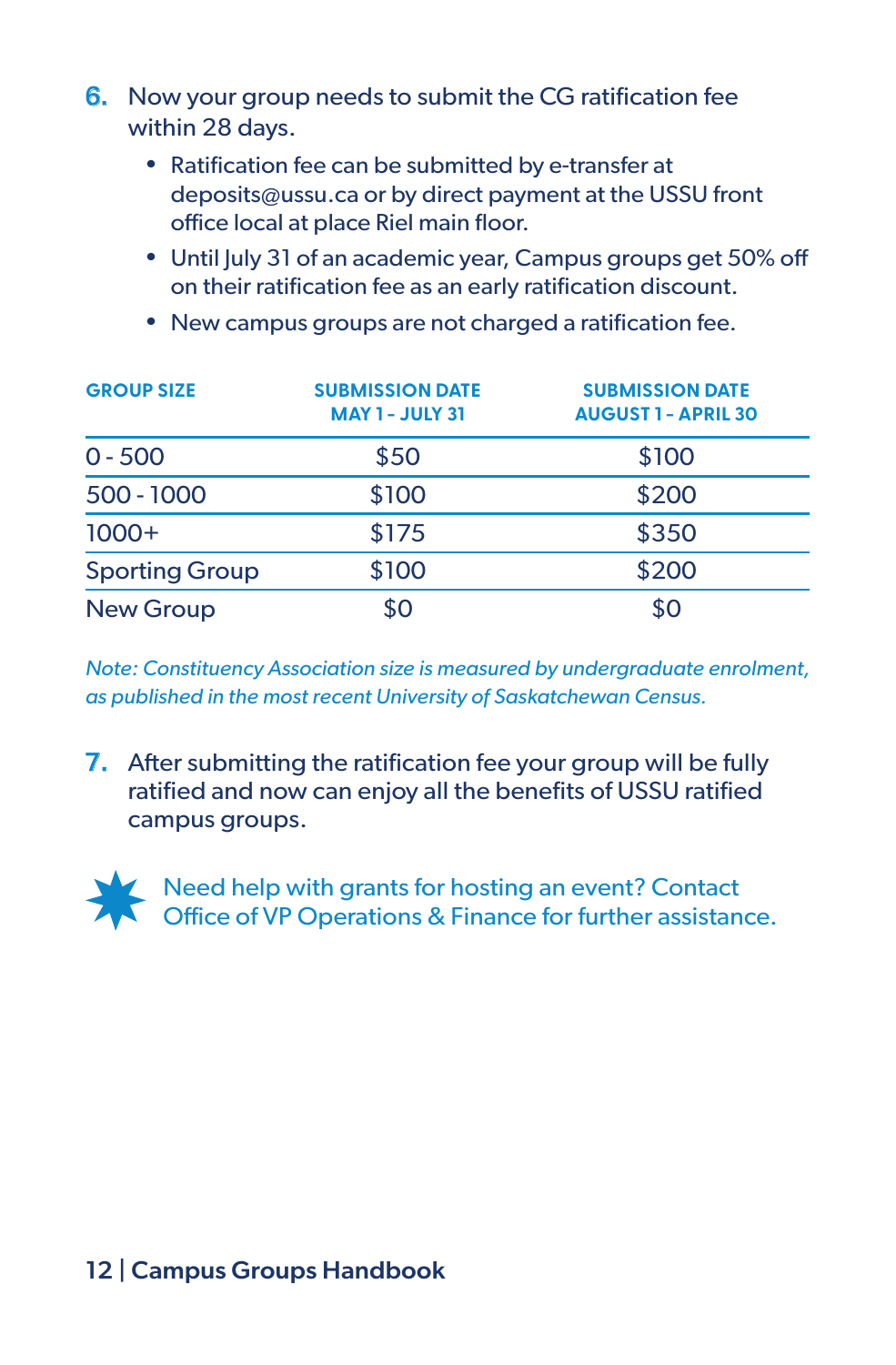6. Now your group needs to submit the CG ratification fee within 28 days.
    - Ratification fee can be submitted by e-transfer at deposits@ussu.ca or by direct payment at the USSU front office local at place Riel main floor.
    - Until July 31 of an academic year, Campus groups get 50% off on their ratification fee as an early ratification discount.
    - New campus groups are not charged a ratification fee.

| GROUP SIZE | SUBMISSION DATE MAY 1 - JULY 31 | SUBMISSION DATE AUGUST 1 - APRIL 30 |
|---|---|---|
| 0 - 500 | $50 | $100 |
| 500 - 1000 | $100 | $200 |
| 1000+ | $175 | $350 |
| Sporting Group | $100 | $200 |
| New Group | $0 | $0 |

*Note: Constituency Association size is measured by undergraduate enrolment, as published in the most recent University of Saskatchewan Census.*

7. After submitting the ratification fee your group will be fully ratified and now can enjoy all the benefits of USSU ratified campus groups.

Need help with grants for hosting an event? Contact Office of VP Operations & Finance for further assistance.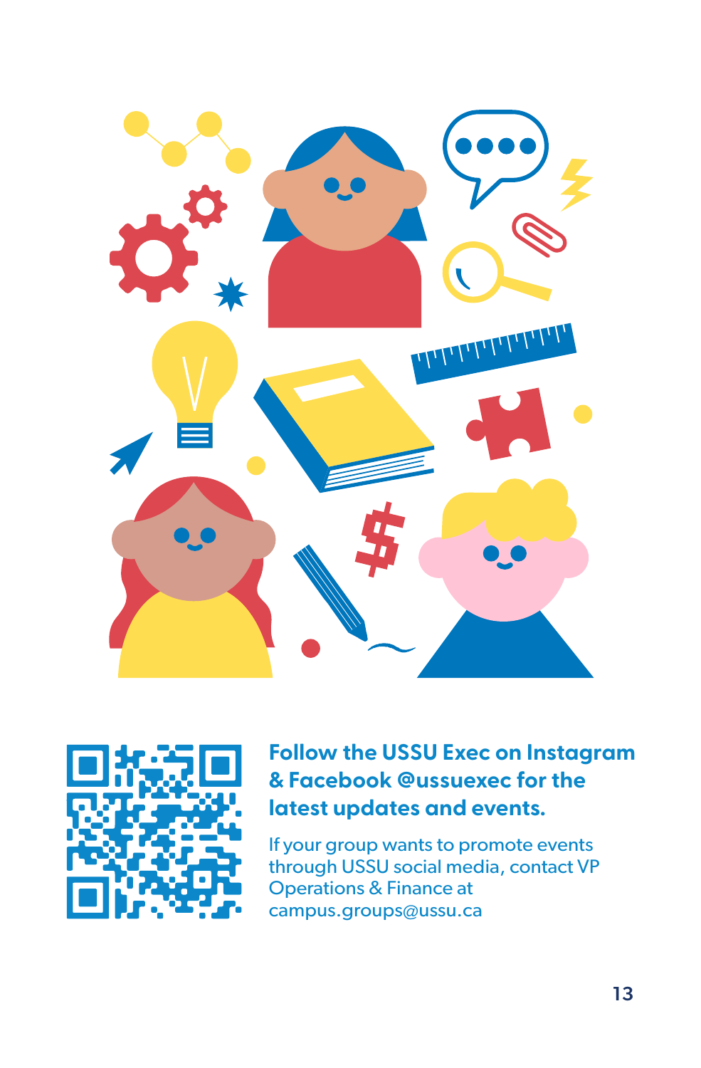**Follow the USSU Exec on Instagram & Facebook @ussuexec for the latest updates and events.**

If your group wants to promote events through USSU social media, contact VP Operations & Finance at campus.groups@ussu.ca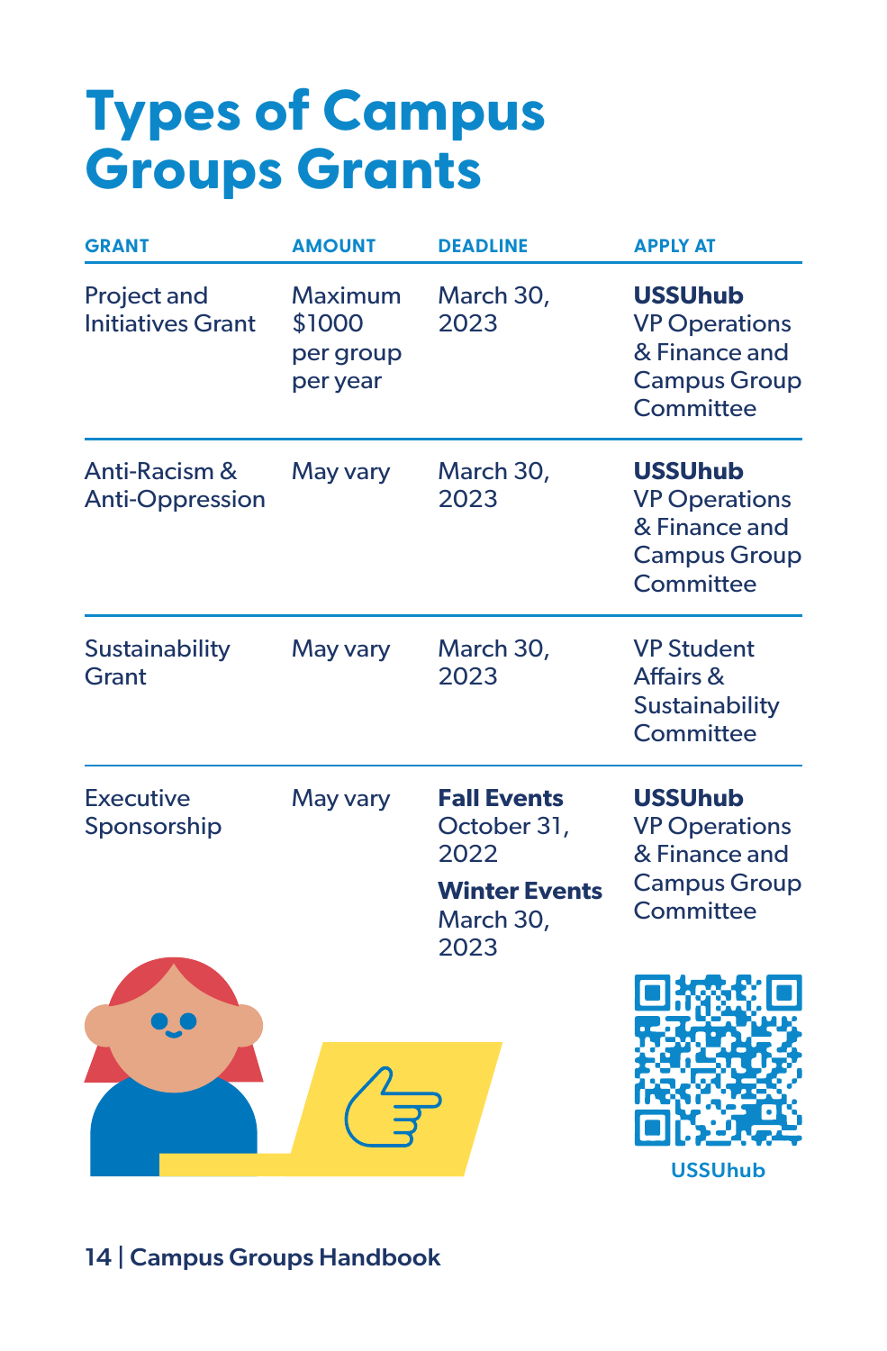# Types of Campus Groups Grants

| GRANT | AMOUNT | DEADLINE | APPLY AT |
|---|---|---|---|
| Project and Initiatives Grant | Maximum $1000 per group per year | March 30, 2023 | **USSUhub** VP Operations & Finance and Campus Group Committee |
| Anti-Racism & Anti-Oppression | May vary | March 30, 2023 | **USSUhub** VP Operations & Finance and Campus Group Committee |
| Sustainability Grant | May vary | March 30, 2023 | VP Student Affairs & Sustainability Committee |
| Executive Sponsorship | May vary | **Fall Events** October 31, 2022 **Winter Events** March 30, 2023 | **USSUhub** VP Operations & Finance and Campus Group Committee |

USSUhub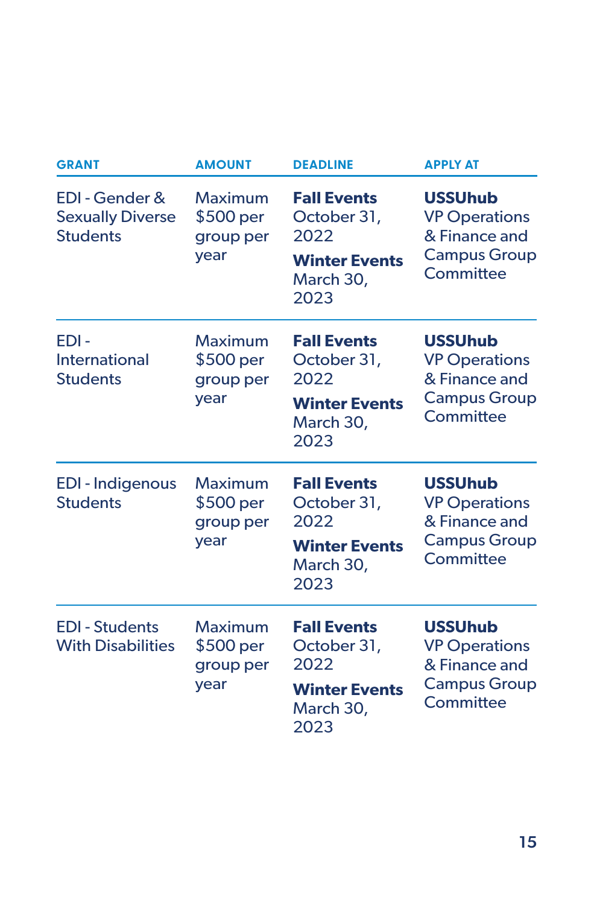| GRANT | AMOUNT | DEADLINE | APPLY AT |
| --- | --- | --- | --- |
| EDI - Gender & Sexually Diverse Students | Maximum $500 per group per year | **Fall Events** October 31, 2022 **Winter Events** March 30, 2023 | **USSUhub** VP Operations & Finance and Campus Group Committee |
| EDI - International Students | Maximum $500 per group per year | **Fall Events** October 31, 2022 **Winter Events** March 30, 2023 | **USSUhub** VP Operations & Finance and Campus Group Committee |
| EDI - Indigenous Students | Maximum $500 per group per year | **Fall Events** October 31, 2022 **Winter Events** March 30, 2023 | **USSUhub** VP Operations & Finance and Campus Group Committee |
| EDI - Students With Disabilities | Maximum $500 per group per year | **Fall Events** October 31, 2022 **Winter Events** March 30, 2023 | **USSUhub** VP Operations & Finance and Campus Group Committee |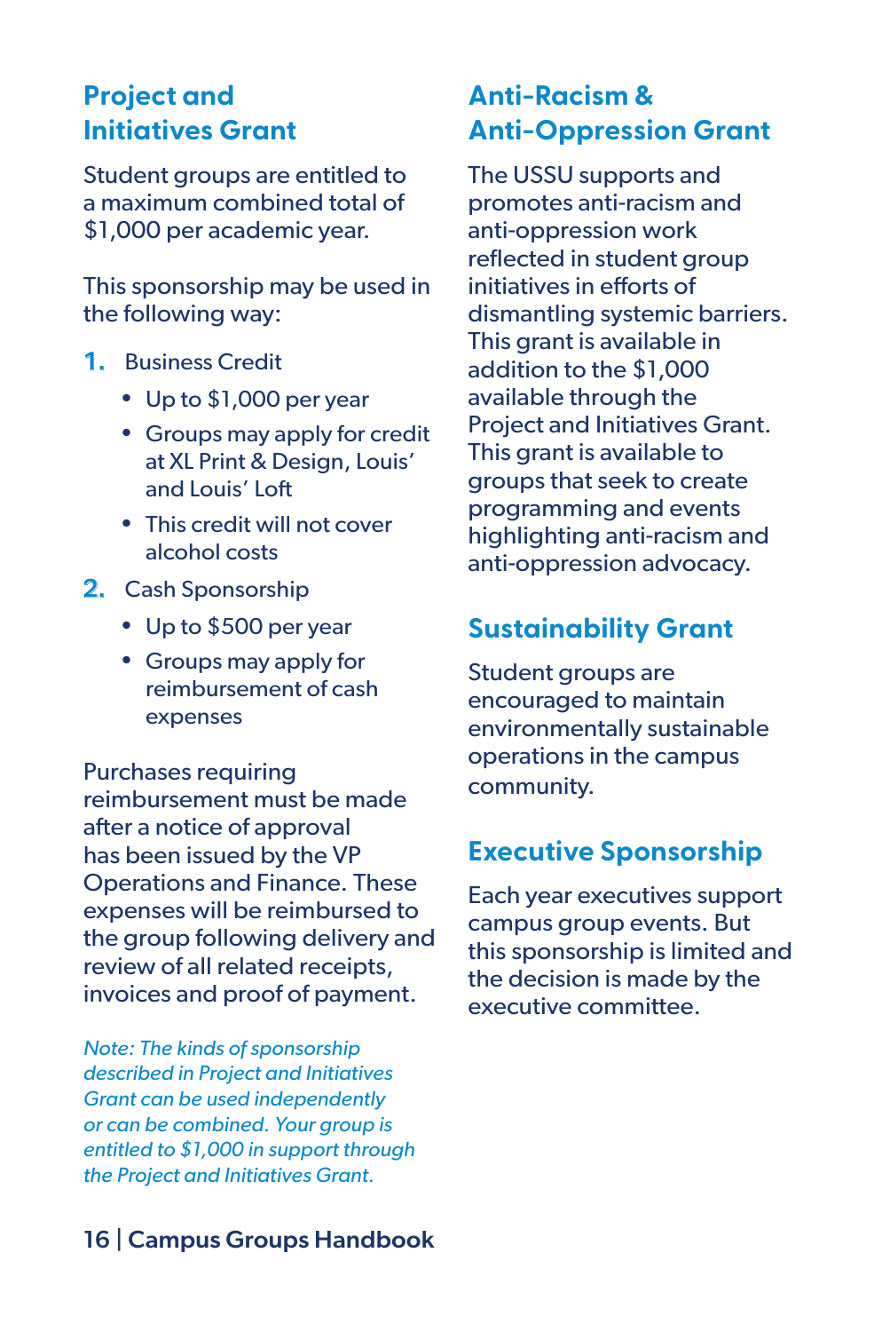## Project and Initiatives Grant

Student groups are entitled to a maximum combined total of $1,000 per academic year.

This sponsorship may be used in the following way:

1. Business Credit
   - Up to $1,000 per year
   - Groups may apply for credit at XL Print & Design, Louis' and Louis' Loft
   - This credit will not cover alcohol costs
2. Cash Sponsorship
   - Up to $500 per year
   - Groups may apply for reimbursement of cash expenses

Purchases requiring reimbursement must be made after a notice of approval has been issued by the VP Operations and Finance. These expenses will be reimbursed to the group following delivery and review of all related receipts, invoices and proof of payment.

*Note: The kinds of sponsorship described in Project and Initiatives Grant can be used independently or can be combined. Your group is entitled to $1,000 in support through the Project and Initiatives Grant.*

## Anti-Racism & Anti-Oppression Grant

The USSU supports and promotes anti-racism and anti-oppression work reflected in student group initiatives in efforts of dismantling systemic barriers. This grant is available in addition to the $1,000 available through the Project and Initiatives Grant. This grant is available to groups that seek to create programming and events highlighting anti-racism and anti-oppression advocacy.

## Sustainability Grant

Student groups are encouraged to maintain environmentally sustainable operations in the campus community.

## Executive Sponsorship

Each year executives support campus group events. But this sponsorship is limited and the decision is made by the executive committee.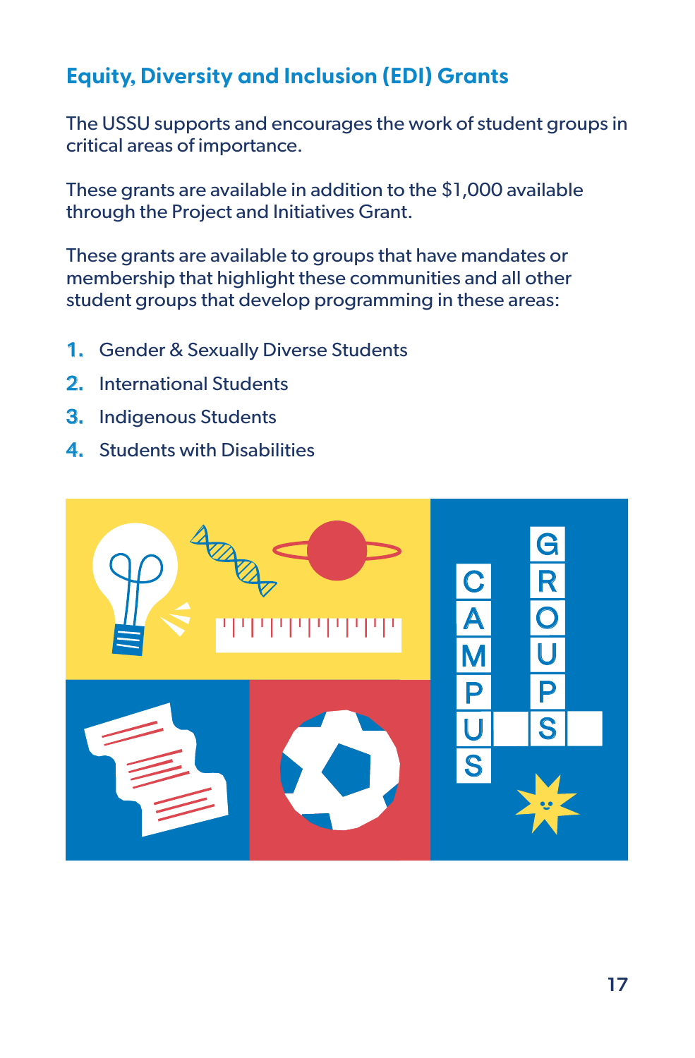## Equity, Diversity and Inclusion (EDI) Grants

The USSU supports and encourages the work of student groups in critical areas of importance.

These grants are available in addition to the $1,000 available through the Project and Initiatives Grant.

These grants are available to groups that have mandates or membership that highlight these communities and all other student groups that develop programming in these areas:

1. Gender & Sexually Diverse Students
2. International Students
3. Indigenous Students
4. Students with Disabilities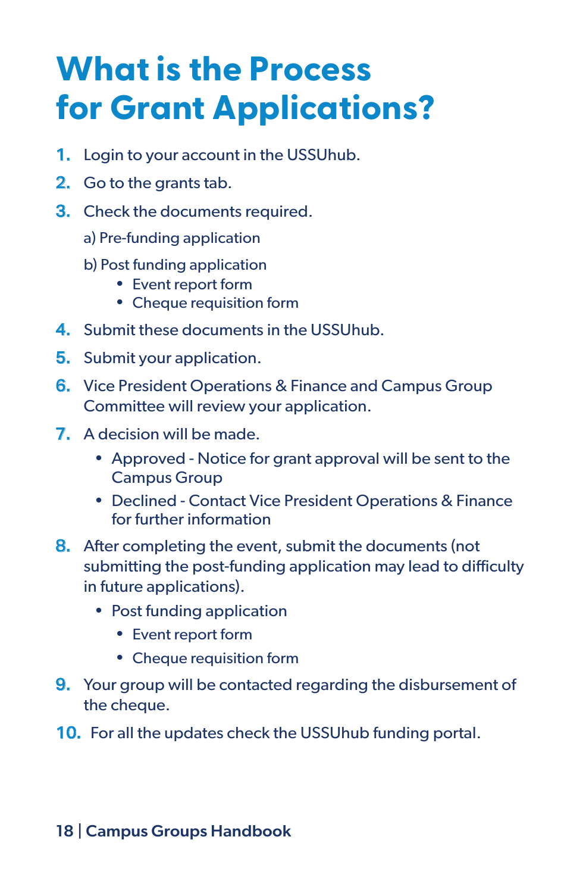# What is the Process for Grant Applications?

1. Login to your account in the USSUhub.
2. Go to the grants tab.
3. Check the documents required.

   a) Pre-funding application

   b) Post funding application
      - Event report form
      - Cheque requisition form
4. Submit these documents in the USSUhub.
5. Submit your application.
6. Vice President Operations & Finance and Campus Group Committee will review your application.
7. A decision will be made.
   - Approved - Notice for grant approval will be sent to the Campus Group
   - Declined - Contact Vice President Operations & Finance for further information
8. After completing the event, submit the documents (not submitting the post-funding application may lead to difficulty in future applications).
   - Post funding application
      - Event report form
      - Cheque requisition form
9. Your group will be contacted regarding the disbursement of the cheque.
10. For all the updates check the USSUhub funding portal.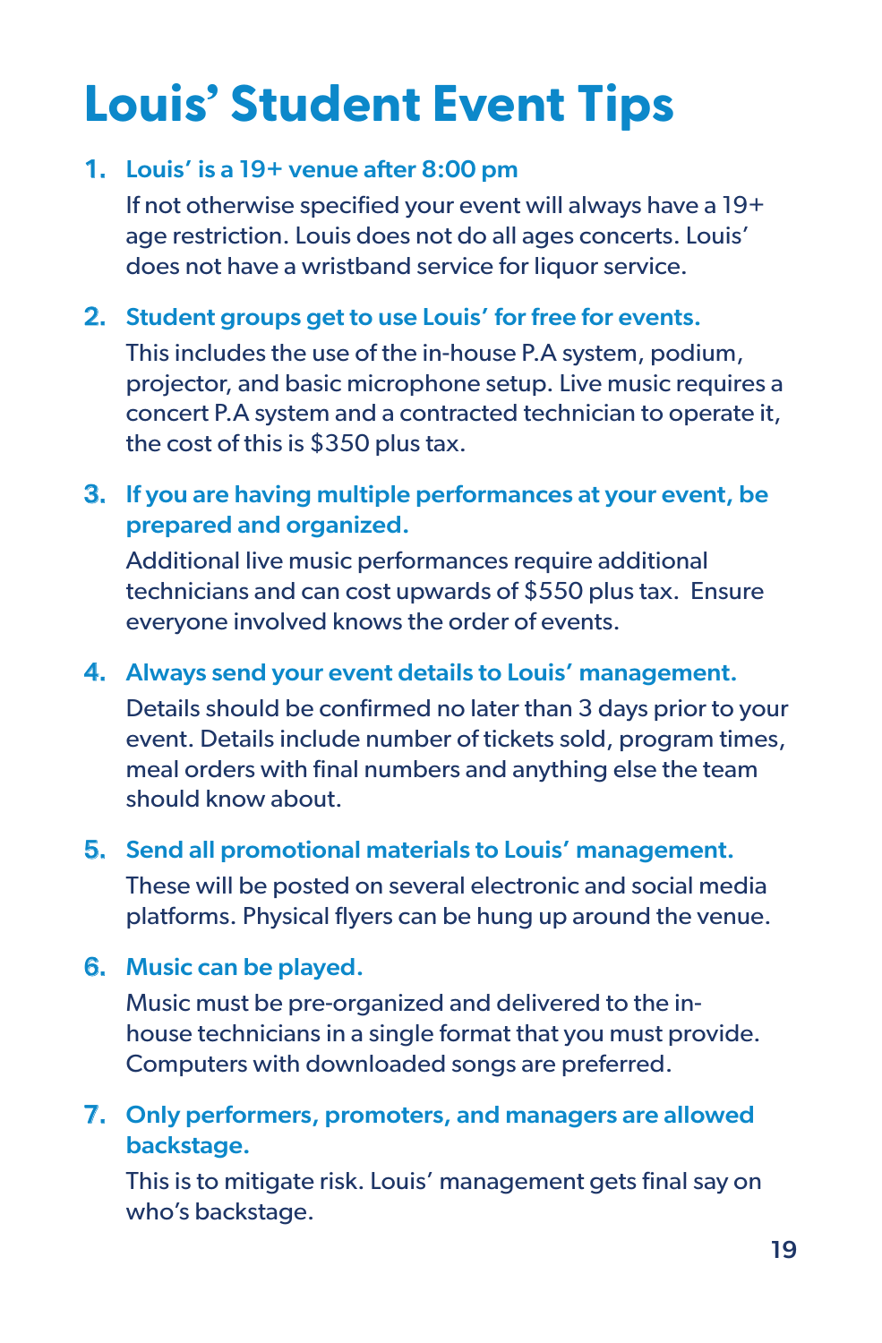# Louis' Student Event Tips

1. **Louis' is a 19+ venue after 8:00 pm**

   If not otherwise specified your event will always have a 19+ age restriction. Louis does not do all ages concerts. Louis' does not have a wristband service for liquor service.

2. **Student groups get to use Louis' for free for events.**

   This includes the use of the in-house P.A system, podium, projector, and basic microphone setup. Live music requires a concert P.A system and a contracted technician to operate it, the cost of this is $350 plus tax.

3. **If you are having multiple performances at your event, be prepared and organized.**

   Additional live music performances require additional technicians and can cost upwards of $550 plus tax. Ensure everyone involved knows the order of events.

4. **Always send your event details to Louis' management.**

   Details should be confirmed no later than 3 days prior to your event. Details include number of tickets sold, program times, meal orders with final numbers and anything else the team should know about.

5. **Send all promotional materials to Louis' management.**

   These will be posted on several electronic and social media platforms. Physical flyers can be hung up around the venue.

6. **Music can be played.**

   Music must be pre-organized and delivered to the in-house technicians in a single format that you must provide. Computers with downloaded songs are preferred.

7. **Only performers, promoters, and managers are allowed backstage.**

   This is to mitigate risk. Louis' management gets final say on who's backstage.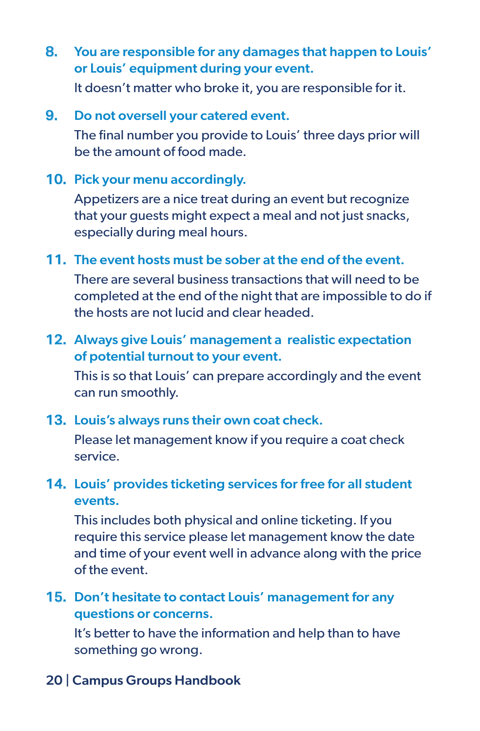8. **You are responsible for any damages that happen to Louis' or Louis' equipment during your event.**

   It doesn't matter who broke it, you are responsible for it.

9. **Do not oversell your catered event.**

   The final number you provide to Louis' three days prior will be the amount of food made.

10. **Pick your menu accordingly.**

    Appetizers are a nice treat during an event but recognize that your guests might expect a meal and not just snacks, especially during meal hours.

11. **The event hosts must be sober at the end of the event.**

    There are several business transactions that will need to be completed at the end of the night that are impossible to do if the hosts are not lucid and clear headed.

12. **Always give Louis' management a realistic expectation of potential turnout to your event.**

    This is so that Louis' can prepare accordingly and the event can run smoothly.

13. **Louis's always runs their own coat check.**

    Please let management know if you require a coat check service.

14. **Louis' provides ticketing services for free for all student events.**

    This includes both physical and online ticketing. If you require this service please let management know the date and time of your event well in advance along with the price of the event.

15. **Don't hesitate to contact Louis' management for any questions or concerns.**

    It's better to have the information and help than to have something go wrong.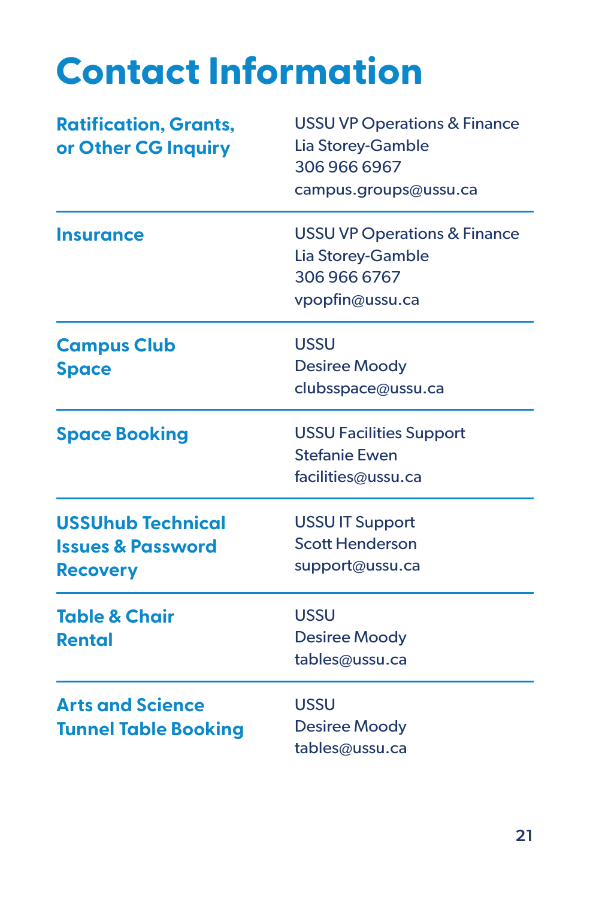# Contact Information

| | |
|---|---|
| **Ratification, Grants, or Other CG Inquiry** | USSU VP Operations & Finance<br>Lia Storey-Gamble<br>306 966 6967<br>campus.groups@ussu.ca |
| **Insurance** | USSU VP Operations & Finance<br>Lia Storey-Gamble<br>306 966 6767<br>vpopfin@ussu.ca |
| **Campus Club Space** | USSU<br>Desiree Moody<br>clubsspace@ussu.ca |
| **Space Booking** | USSU Facilities Support<br>Stefanie Ewen<br>facilities@ussu.ca |
| **USSUhub Technical Issues & Password Recovery** | USSU IT Support<br>Scott Henderson<br>support@ussu.ca |
| **Table & Chair Rental** | USSU<br>Desiree Moody<br>tables@ussu.ca |
| **Arts and Science Tunnel Table Booking** | USSU<br>Desiree Moody<br>tables@ussu.ca |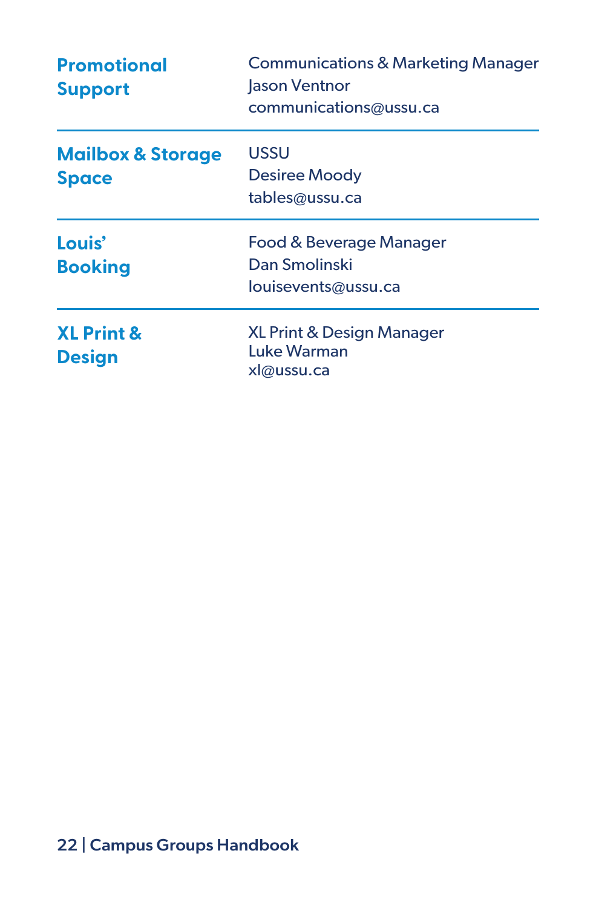| | |
|---|---|
| **Promotional Support** | Communications & Marketing Manager<br>Jason Ventnor<br>communications@ussu.ca |
| **Mailbox & Storage Space** | USSU<br>Desiree Moody<br>tables@ussu.ca |
| **Louis' Booking** | Food & Beverage Manager<br>Dan Smolinski<br>louisevents@ussu.ca |
| **XL Print & Design** | XL Print & Design Manager<br>Luke Warman<br>xl@ussu.ca |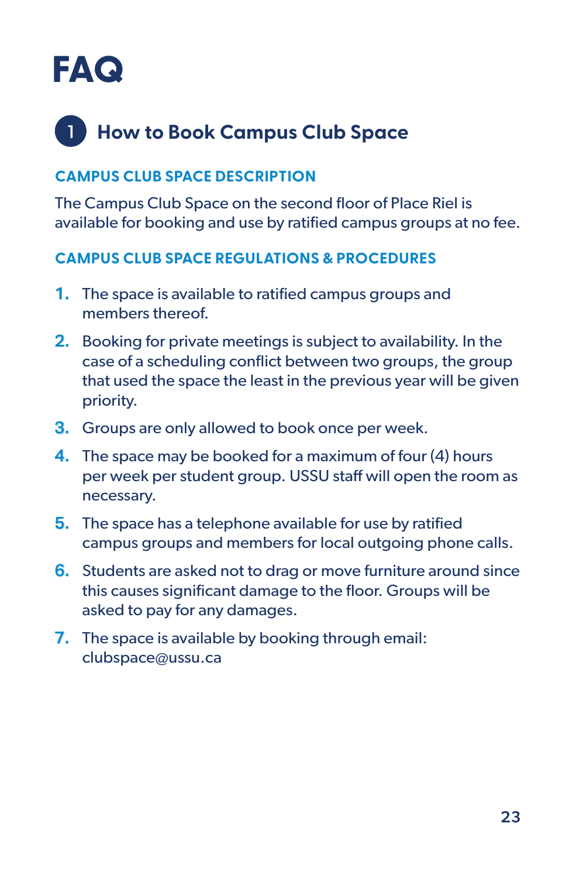# FAQ

## 1 How to Book Campus Club Space

### CAMPUS CLUB SPACE DESCRIPTION

The Campus Club Space on the second floor of Place Riel is available for booking and use by ratified campus groups at no fee.

### CAMPUS CLUB SPACE REGULATIONS & PROCEDURES

1. The space is available to ratified campus groups and members thereof.
2. Booking for private meetings is subject to availability. In the case of a scheduling conflict between two groups, the group that used the space the least in the previous year will be given priority.
3. Groups are only allowed to book once per week.
4. The space may be booked for a maximum of four (4) hours per week per student group. USSU staff will open the room as necessary.
5. The space has a telephone available for use by ratified campus groups and members for local outgoing phone calls.
6. Students are asked not to drag or move furniture around since this causes significant damage to the floor. Groups will be asked to pay for any damages.
7. The space is available by booking through email: clubspace@ussu.ca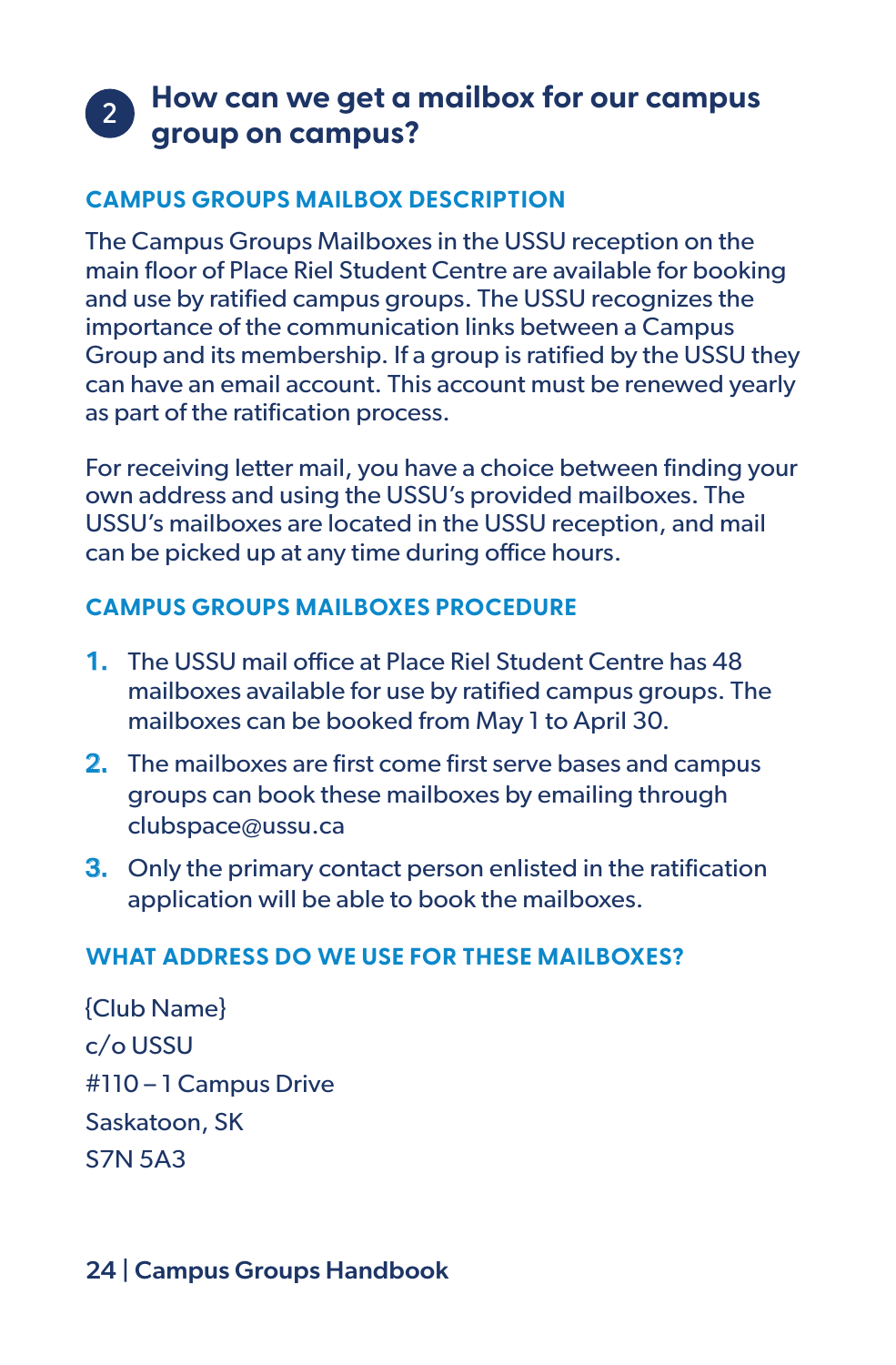## 2 How can we get a mailbox for our campus group on campus?

### CAMPUS GROUPS MAILBOX DESCRIPTION

The Campus Groups Mailboxes in the USSU reception on the main floor of Place Riel Student Centre are available for booking and use by ratified campus groups. The USSU recognizes the importance of the communication links between a Campus Group and its membership. If a group is ratified by the USSU they can have an email account. This account must be renewed yearly as part of the ratification process.

For receiving letter mail, you have a choice between finding your own address and using the USSU's provided mailboxes. The USSU's mailboxes are located in the USSU reception, and mail can be picked up at any time during office hours.

### CAMPUS GROUPS MAILBOXES PROCEDURE

1. The USSU mail office at Place Riel Student Centre has 48 mailboxes available for use by ratified campus groups. The mailboxes can be booked from May 1 to April 30.
2. The mailboxes are first come first serve bases and campus groups can book these mailboxes by emailing through clubspace@ussu.ca
3. Only the primary contact person enlisted in the ratification application will be able to book the mailboxes.

### WHAT ADDRESS DO WE USE FOR THESE MAILBOXES?

{Club Name}
c/o USSU
#110 – 1 Campus Drive
Saskatoon, SK
S7N 5A3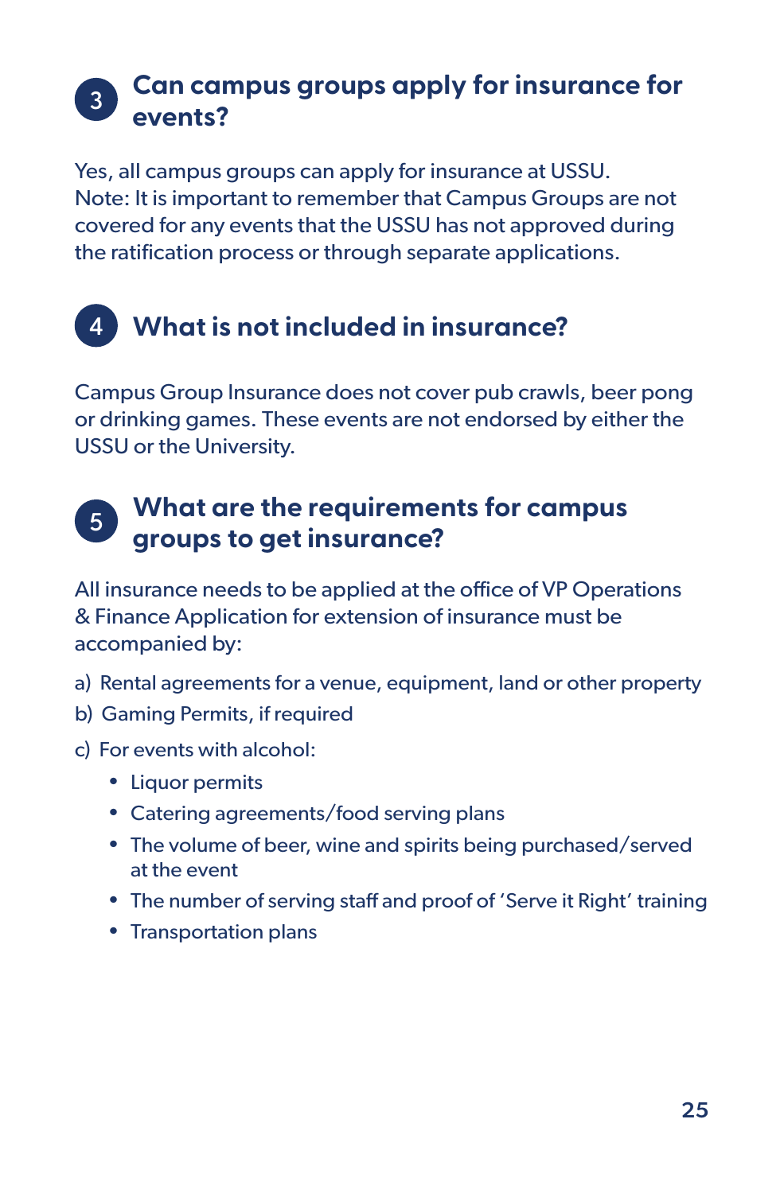### 3 Can campus groups apply for insurance for events?

Yes, all campus groups can apply for insurance at USSU.
Note: It is important to remember that Campus Groups are not covered for any events that the USSU has not approved during the ratification process or through separate applications.

### 4 What is not included in insurance?

Campus Group Insurance does not cover pub crawls, beer pong or drinking games. These events are not endorsed by either the USSU or the University.

### 5 What are the requirements for campus groups to get insurance?

All insurance needs to be applied at the office of VP Operations & Finance Application for extension of insurance must be accompanied by:

a) Rental agreements for a venue, equipment, land or other property
b) Gaming Permits, if required
c) For events with alcohol:
   - Liquor permits
   - Catering agreements/food serving plans
   - The volume of beer, wine and spirits being purchased/served at the event
   - The number of serving staff and proof of 'Serve it Right' training
   - Transportation plans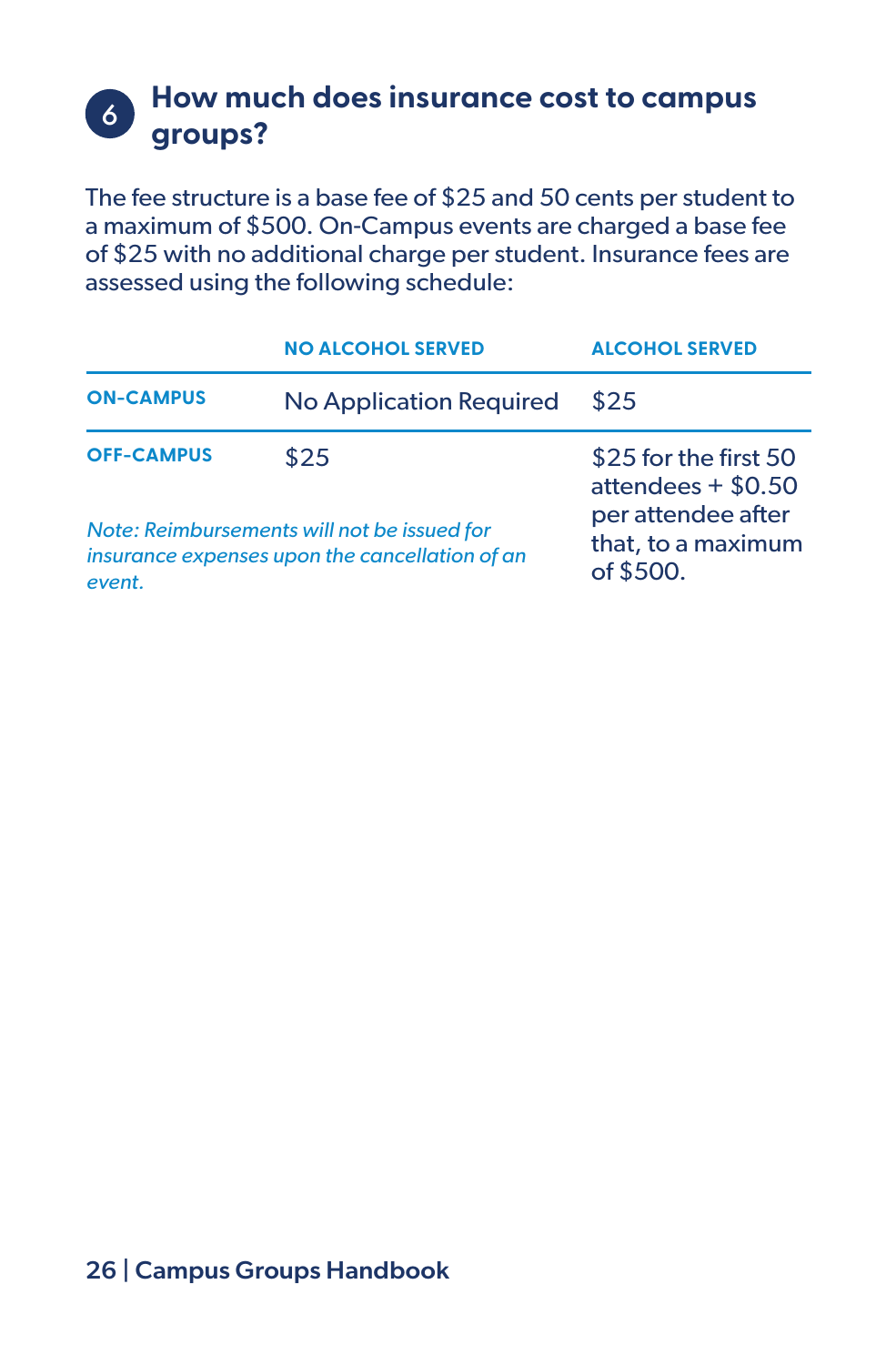## 6 How much does insurance cost to campus groups?

The fee structure is a base fee of $25 and 50 cents per student to a maximum of $500. On-Campus events are charged a base fee of $25 with no additional charge per student. Insurance fees are assessed using the following schedule:

| | NO ALCOHOL SERVED | ALCOHOL SERVED |
|---|---|---|
| ON-CAMPUS | No Application Required | $25 |
| OFF-CAMPUS | $25 | $25 for the first 50 attendees + $0.50 per attendee after that, to a maximum of $500. |

*Note: Reimbursements will not be issued for insurance expenses upon the cancellation of an event.*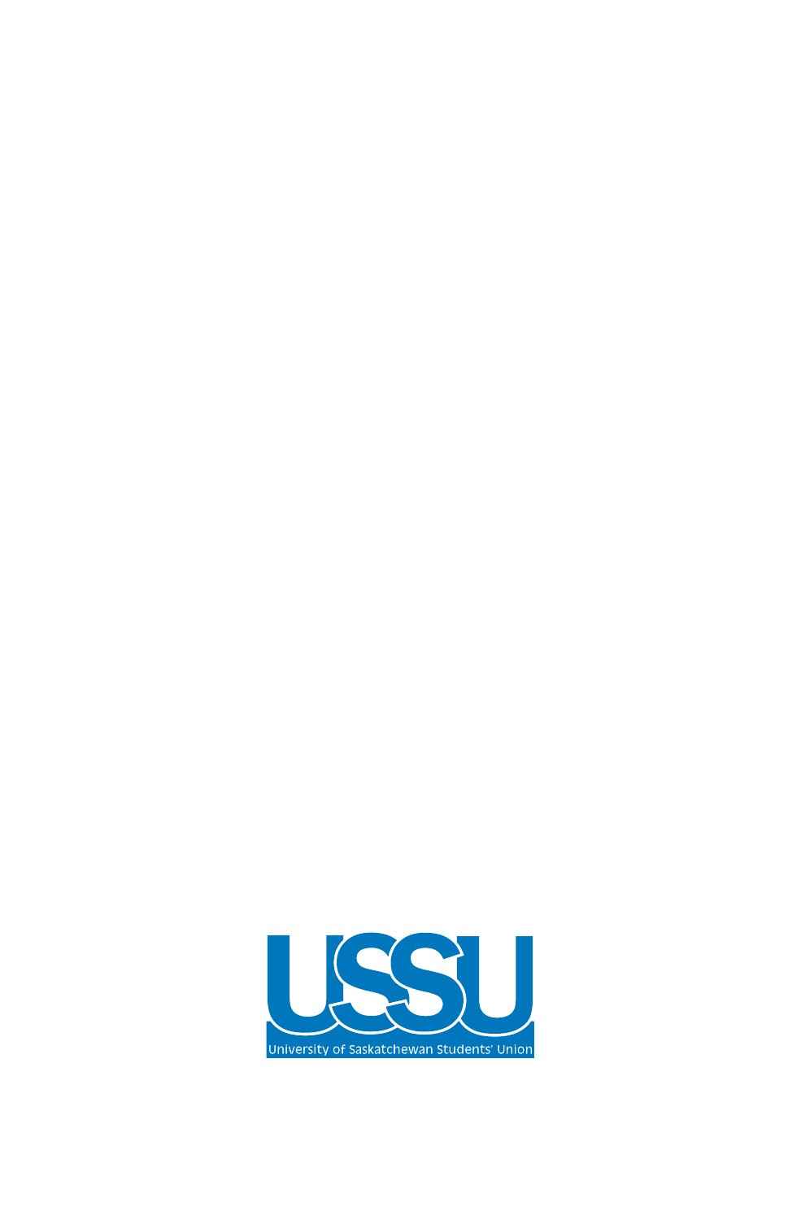USSU

University of Saskatchewan Students' Union